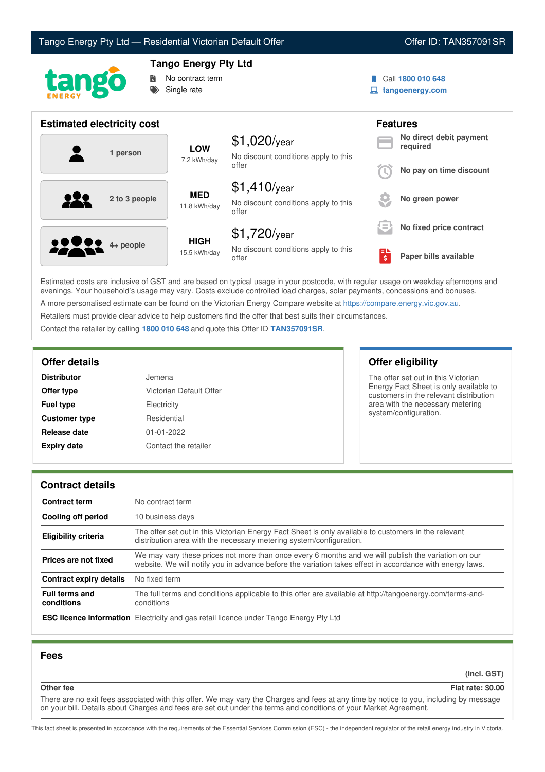Tango Energy Pty Ltd — Residential Victorian Default Offer | Offer ID: TAN357091SR

# Tango Energy Pty Ltd

- No contract term
- Single rate

Call **1800 010 648**
**tangoenergy.com**

## Estimated electricity cost

| Household | Usage | Cost |
|---|---|---|
| 1 person | **LOW** 7.2 kWh/day | $1,020/year — No discount conditions apply to this offer |
| 2 to 3 people | **MED** 11.8 kWh/day | $1,410/year — No discount conditions apply to this offer |
| 4+ people | **HIGH** 15.5 kWh/day | $1,720/year — No discount conditions apply to this offer |

## Features

- **No direct debit payment required**
- **No pay on time discount**
- **No green power**
- **No fixed price contract**
- **Paper bills available**

Estimated costs are inclusive of GST and are based on typical usage in your postcode, with regular usage on weekday afternoons and evenings. Your household's usage may vary. Costs exclude controlled load charges, solar payments, concessions and bonuses.

A more personalised estimate can be found on the Victorian Energy Compare website at https://compare.energy.vic.gov.au.

Retailers must provide clear advice to help customers find the offer that best suits their circumstances.

Contact the retailer by calling **1800 010 648** and quote this Offer ID **TAN357091SR**.

## Offer details

| | |
|---|---|
| **Distributor** | Jemena |
| **Offer type** | Victorian Default Offer |
| **Fuel type** | Electricity |
| **Customer type** | Residential |
| **Release date** | 01-01-2022 |
| **Expiry date** | Contact the retailer |

## Offer eligibility

The offer set out in this Victorian Energy Fact Sheet is only available to customers in the relevant distribution area with the necessary metering system/configuration.

## Contract details

| | |
|---|---|
| **Contract term** | No contract term |
| **Cooling off period** | 10 business days |
| **Eligibility criteria** | The offer set out in this Victorian Energy Fact Sheet is only available to customers in the relevant distribution area with the necessary metering system/configuration. |
| **Prices are not fixed** | We may vary these prices not more than once every 6 months and we will publish the variation on our website. We will notify you in advance before the variation takes effect in accordance with energy laws. |
| **Contract expiry details** | No fixed term |
| **Full terms and conditions** | The full terms and conditions applicable to this offer are available at http://tangoenergy.com/terms-and-conditions |
| **ESC licence information** | Electricity and gas retail licence under Tango Energy Pty Ltd |

## Fees

| | (incl. GST) |
|---|---|
| **Other fee** | **Flat rate: $0.00** |

There are no exit fees associated with this offer. We may vary the Charges and fees at any time by notice to you, including by message on your bill. Details about Charges and fees are set out under the terms and conditions of your Market Agreement.

This fact sheet is presented in accordance with the requirements of the Essential Services Commission (ESC) - the independent regulator of the retail energy industry in Victoria.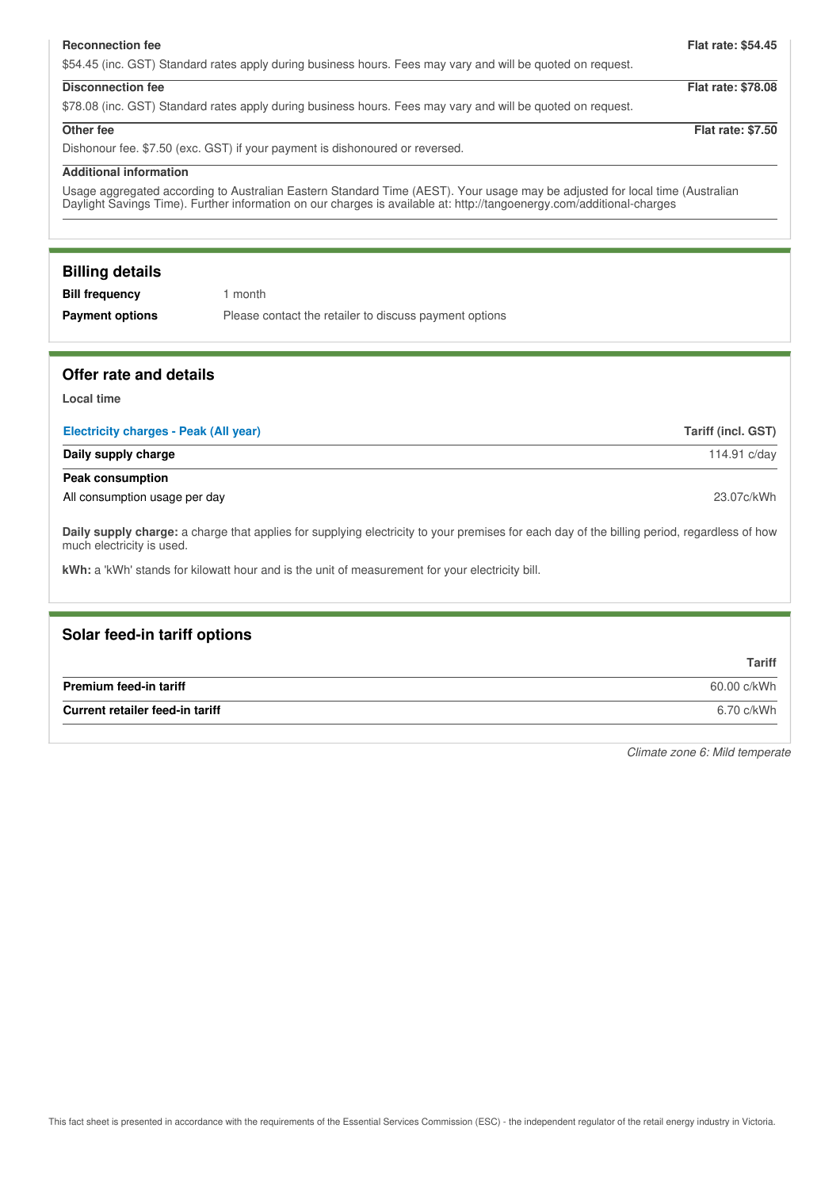| Reconnection fee | Flat rate: $54.45 |
| --- | --- |
| $54.45 (inc. GST) Standard rates apply during business hours. Fees may vary and will be quoted on request. | |

| Disconnection fee | Flat rate: $78.08 |
| --- | --- |
| $78.08 (inc. GST) Standard rates apply during business hours. Fees may vary and will be quoted on request. | |

| Other fee | Flat rate: $7.50 |
| --- | --- |
| Dishonour fee. $7.50 (exc. GST) if your payment is dishonoured or reversed. | |

**Additional information**

Usage aggregated according to Australian Eastern Standard Time (AEST). Your usage may be adjusted for local time (Australian Daylight Savings Time). Further information on our charges is available at: http://tangoenergy.com/additional-charges

## Billing details

| | |
| --- | --- |
| **Bill frequency** | 1 month |
| **Payment options** | Please contact the retailer to discuss payment options |

## Offer rate and details

**Local time**

| Electricity charges - Peak (All year) | Tariff (incl. GST) |
| --- | --- |
| **Daily supply charge** | 114.91 c/day |
| **Peak consumption** | |
| All consumption usage per day | 23.07c/kWh |

**Daily supply charge:** a charge that applies for supplying electricity to your premises for each day of the billing period, regardless of how much electricity is used.

**kWh:** a 'kWh' stands for kilowatt hour and is the unit of measurement for your electricity bill.

## Solar feed-in tariff options

| | Tariff |
| --- | --- |
| **Premium feed-in tariff** | 60.00 c/kWh |
| **Current retailer feed-in tariff** | 6.70 c/kWh |

*Climate zone 6: Mild temperate*

This fact sheet is presented in accordance with the requirements of the Essential Services Commission (ESC) - the independent regulator of the retail energy industry in Victoria.